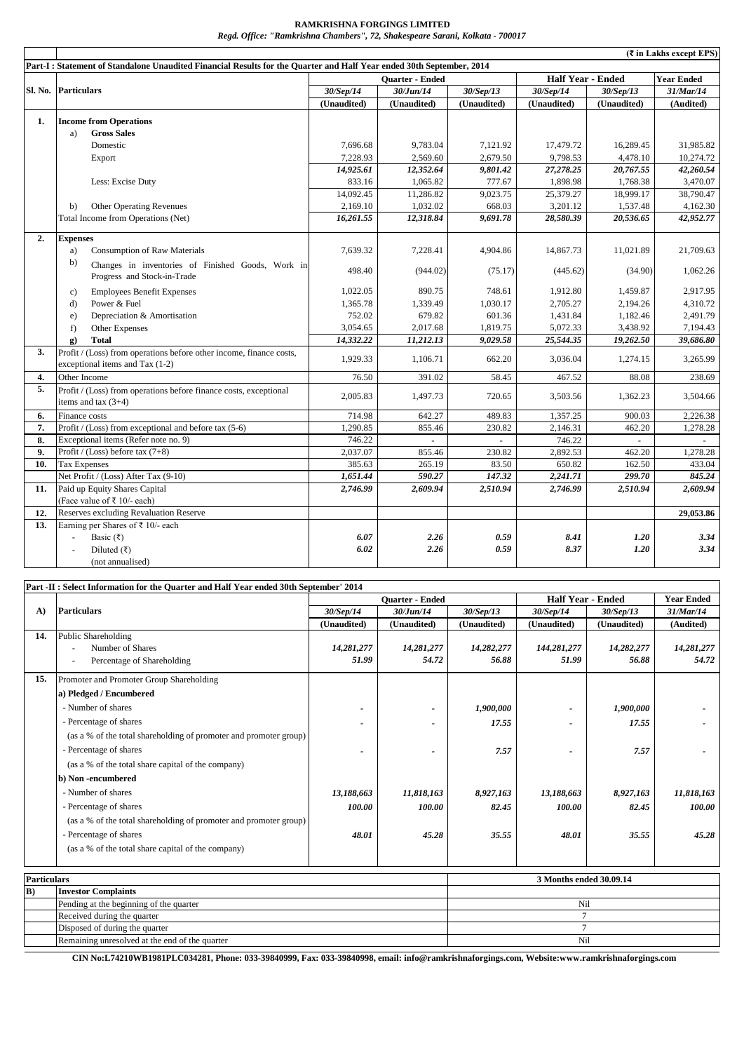# RAMKRISHNA FORGINGS LIMITED

*Regd. Office: "Ramkrishna Chambers", 72, Shakespeare Sarani, Kolkata - 700017*

(₹ in Lakhs except EPS)

**Part-I : Statement of Standalone Unaudited Financial Results for the Quarter and Half Year ended 30th September, 2014**

| Sl. No. | Particulars | Quarter - Ended | | | Half Year - Ended | | Year Ended |
|---|---|---|---|---|---|---|---|
| | | *30/Sep/14* | *30/Jun/14* | *30/Sep/13* | *30/Sep/14* | *30/Sep/13* | *31/Mar/14* |
| | | (Unaudited) | (Unaudited) | (Unaudited) | (Unaudited) | (Unaudited) | (Audited) |
| **1.** | **Income from Operations** | | | | | | |
| | a) **Gross Sales** | | | | | | |
| | Domestic | 7,696.68 | 9,783.04 | 7,121.92 | 17,479.72 | 16,289.45 | 31,985.82 |
| | Export | 7,228.93 | 2,569.60 | 2,679.50 | 9,798.53 | 4,478.10 | 10,274.72 |
| | | *14,925.61* | *12,352.64* | *9,801.42* | *27,278.25* | *20,767.55* | *42,260.54* |
| | Less: Excise Duty | 833.16 | 1,065.82 | 777.67 | 1,898.98 | 1,768.38 | 3,470.07 |
| | | 14,092.45 | 11,286.82 | 9,023.75 | 25,379.27 | 18,999.17 | 38,790.47 |
| | b) Other Operating Revenues | 2,169.10 | 1,032.02 | 668.03 | 3,201.12 | 1,537.48 | 4,162.30 |
| | Total Income from Operations (Net) | *16,261.55* | *12,318.84* | *9,691.78* | *28,580.39* | *20,536.65* | *42,952.77* |
| **2.** | **Expenses** | | | | | | |
| | a) Consumption of Raw Materials | 7,639.32 | 7,228.41 | 4,904.86 | 14,867.73 | 11,021.89 | 21,709.63 |
| | b) Changes in inventories of Finished Goods, Work in Progress and Stock-in-Trade | 498.40 | (944.02) | (75.17) | (445.62) | (34.90) | 1,062.26 |
| | c) Employees Benefit Expenses | 1,022.05 | 890.75 | 748.61 | 1,912.80 | 1,459.87 | 2,917.95 |
| | d) Power & Fuel | 1,365.78 | 1,339.49 | 1,030.17 | 2,705.27 | 2,194.26 | 4,310.72 |
| | e) Depreciation & Amortisation | 752.02 | 679.82 | 601.36 | 1,431.84 | 1,182.46 | 2,491.79 |
| | f) Other Expenses | 3,054.65 | 2,017.68 | 1,819.75 | 5,072.33 | 3,438.92 | 7,194.43 |
| | g) **Total** | *14,332.22* | *11,212.13* | *9,029.58* | *25,544.35* | *19,262.50* | *39,686.80* |
| **3.** | Profit / (Loss) from operations before other income, finance costs, exceptional items and Tax (1-2) | 1,929.33 | 1,106.71 | 662.20 | 3,036.04 | 1,274.15 | 3,265.99 |
| **4.** | Other Income | 76.50 | 391.02 | 58.45 | 467.52 | 88.08 | 238.69 |
| **5.** | Profit / (Loss) from operations before finance costs, exceptional items and tax (3+4) | 2,005.83 | 1,497.73 | 720.65 | 3,503.56 | 1,362.23 | 3,504.66 |
| **6.** | Finance costs | 714.98 | 642.27 | 489.83 | 1,357.25 | 900.03 | 2,226.38 |
| **7.** | Profit / (Loss) from exceptional and before tax (5-6) | 1,290.85 | 855.46 | 230.82 | 2,146.31 | 462.20 | 1,278.28 |
| **8.** | Exceptional items (Refer note no. 9) | 746.22 | - | - | 746.22 | - | - |
| **9.** | Profit / (Loss) before tax (7+8) | 2,037.07 | 855.46 | 230.82 | 2,892.53 | 462.20 | 1,278.28 |
| **10.** | Tax Expenses | 385.63 | 265.19 | 83.50 | 650.82 | 162.50 | 433.04 |
| | Net Profit / (Loss) After Tax (9-10) | *1,651.44* | *590.27* | *147.32* | *2,241.71* | *299.70* | *845.24* |
| **11.** | Paid up Equity Shares Capital (Face value of ₹ 10/- each) | *2,746.99* | *2,609.94* | *2,510.94* | *2,746.99* | *2,510.94* | *2,609.94* |
| **12.** | Reserves excluding Revaluation Reserve | | | | | | **29,053.86** |
| **13.** | Earning per Shares of ₹ 10/- each | | | | | | |
| | - Basic (₹) | *6.07* | *2.26* | *0.59* | *8.41* | *1.20* | *3.34* |
| | - Diluted (₹) | *6.02* | *2.26* | *0.59* | *8.37* | *1.20* | *3.34* |
| | (not annualised) | | | | | | |

**Part -II : Select Information for the Quarter and Half Year ended 30th September' 2014**

| A) | Particulars | Quarter - Ended | | | Half Year - Ended | | Year Ended |
|---|---|---|---|---|---|---|---|
| | | *30/Sep/14* | *30/Jun/14* | *30/Sep/13* | *30/Sep/14* | *30/Sep/13* | *31/Mar/14* |
| | | (Unaudited) | (Unaudited) | (Unaudited) | (Unaudited) | (Unaudited) | (Audited) |
| **14.** | Public Shareholding | | | | | | |
| | - Number of Shares | *14,281,277* | *14,281,277* | *14,282,277* | *144,281,277* | *14,282,277* | *14,281,277* |
| | - Percentage of Shareholding | *51.99* | *54.72* | *56.88* | *51.99* | *56.88* | *54.72* |
| **15.** | Promoter and Promoter Group Shareholding | | | | | | |
| | **a) Pledged / Encumbered** | | | | | | |
| | - Number of shares | - | - | *1,900,000* | - | *1,900,000* | - |
| | - Percentage of shares (as a % of the total shareholding of promoter and promoter group) | - | - | *17.55* | - | *17.55* | - |
| | - Percentage of shares (as a % of the total share capital of the company) | - | - | *7.57* | - | *7.57* | - |
| | **b) Non -encumbered** | | | | | | |
| | - Number of shares | *13,188,663* | *11,818,163* | *8,927,163* | *13,188,663* | *8,927,163* | *11,818,163* |
| | - Percentage of shares (as a % of the total shareholding of promoter and promoter group) | *100.00* | *100.00* | *82.45* | *100.00* | *82.45* | *100.00* |
| | - Percentage of shares (as a % of the total share capital of the company) | *48.01* | *45.28* | *35.55* | *48.01* | *35.55* | *45.28* |

| Particulars | | 3 Months ended 30.09.14 |
|---|---|---|
| **B)** | **Investor Complaints** | |
| | Pending at the beginning of the quarter | Nil |
| | Received during the quarter | 7 |
| | Disposed of during the quarter | 7 |
| | Remaining unresolved at the end of the quarter | Nil |

**CIN No:L74210WB1981PLC034281, Phone: 033-39840999, Fax: 033-39840998, email: info@ramkrishnaforgings.com, Website:www.ramkrishnaforgings.com**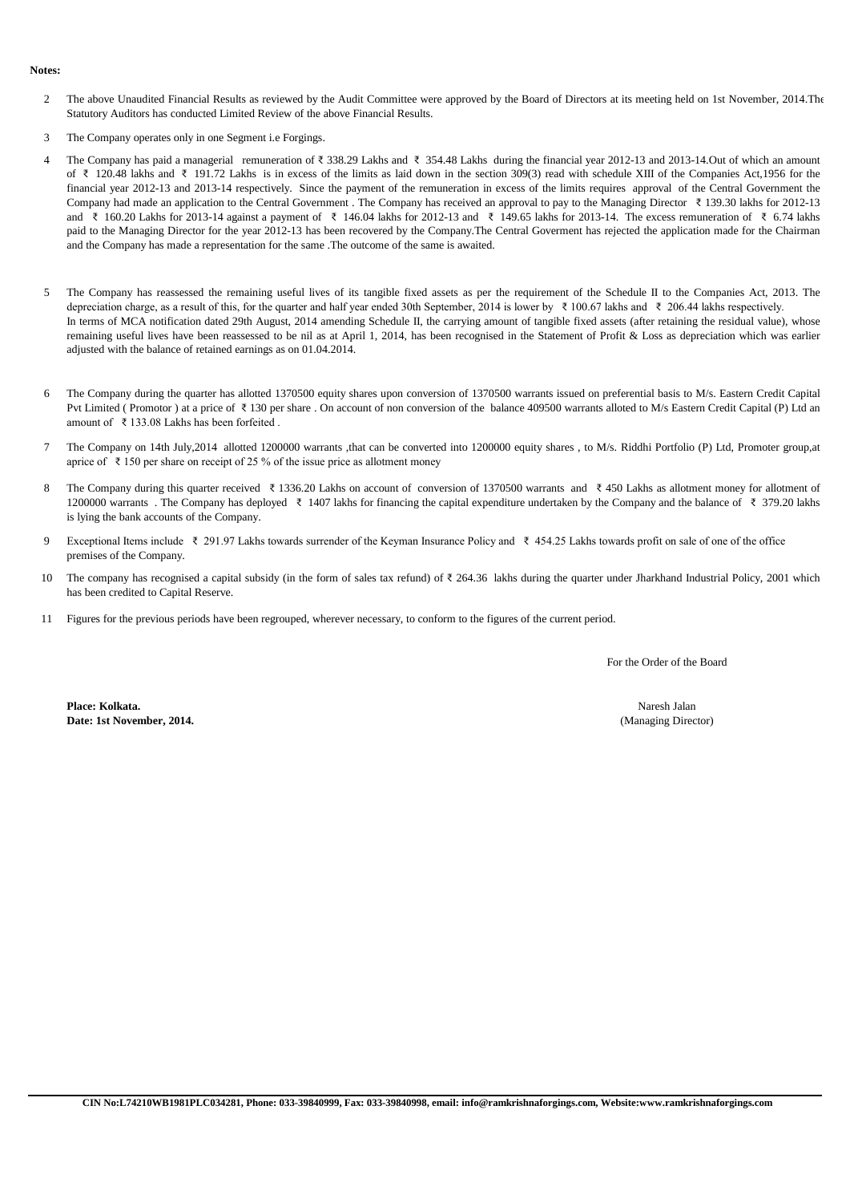**Notes:**

2. The above Unaudited Financial Results as reviewed by the Audit Committee were approved by the Board of Directors at its meeting held on 1st November, 2014.The Statutory Auditors has conducted Limited Review of the above Financial Results.

3. The Company operates only in one Segment i.e Forgings.

4. The Company has paid a managerial remuneration of ₹ 338.29 Lakhs and ₹ 354.48 Lakhs during the financial year 2012-13 and 2013-14.Out of which an amount of ₹ 120.48 lakhs and ₹ 191.72 Lakhs is in excess of the limits as laid down in the section 309(3) read with schedule XIII of the Companies Act,1956 for the financial year 2012-13 and 2013-14 respectively. Since the payment of the remuneration in excess of the limits requires approval of the Central Government the Company had made an application to the Central Government . The Company has received an approval to pay to the Managing Director ₹ 139.30 lakhs for 2012-13 and ₹ 160.20 Lakhs for 2013-14 against a payment of ₹ 146.04 lakhs for 2012-13 and ₹ 149.65 lakhs for 2013-14. The excess remuneration of ₹ 6.74 lakhs paid to the Managing Director for the year 2012-13 has been recovered by the Company.The Central Goverment has rejected the application made for the Chairman and the Company has made a representation for the same .The outcome of the same is awaited.

5. The Company has reassessed the remaining useful lives of its tangible fixed assets as per the requirement of the Schedule II to the Companies Act, 2013. The depreciation charge, as a result of this, for the quarter and half year ended 30th September, 2014 is lower by ₹ 100.67 lakhs and ₹ 206.44 lakhs respectively.
   In terms of MCA notification dated 29th August, 2014 amending Schedule II, the carrying amount of tangible fixed assets (after retaining the residual value), whose remaining useful lives have been reassessed to be nil as at April 1, 2014, has been recognised in the Statement of Profit & Loss as depreciation which was earlier adjusted with the balance of retained earnings as on 01.04.2014.

6. The Company during the quarter has allotted 1370500 equity shares upon conversion of 1370500 warrants issued on preferential basis to M/s. Eastern Credit Capital Pvt Limited ( Promotor ) at a price of ₹ 130 per share . On account of non conversion of the balance 409500 warrants alloted to M/s Eastern Credit Capital (P) Ltd an amount of ₹ 133.08 Lakhs has been forfeited .

7. The Company on 14th July,2014 allotted 1200000 warrants ,that can be converted into 1200000 equity shares , to M/s. Riddhi Portfolio (P) Ltd, Promoter group,at aprice of ₹ 150 per share on receipt of 25 % of the issue price as allotment money

8. The Company during this quarter received ₹ 1336.20 Lakhs on account of conversion of 1370500 warrants and ₹ 450 Lakhs as allotment money for allotment of 1200000 warrants . The Company has deployed ₹ 1407 lakhs for financing the capital expenditure undertaken by the Company and the balance of ₹ 379.20 lakhs is lying the bank accounts of the Company.

9. Exceptional Items include ₹ 291.97 Lakhs towards surrender of the Keyman Insurance Policy and ₹ 454.25 Lakhs towards profit on sale of one of the office premises of the Company.

10. The company has recognised a capital subsidy (in the form of sales tax refund) of ₹ 264.36 lakhs during the quarter under Jharkhand Industrial Policy, 2001 which has been credited to Capital Reserve.

11. Figures for the previous periods have been regrouped, wherever necessary, to conform to the figures of the current period.

For the Order of the Board

**Place: Kolkata.**
**Date: 1st November, 2014.**

Naresh Jalan
(Managing Director)

**CIN No:L74210WB1981PLC034281, Phone: 033-39840999, Fax: 033-39840998, email: info@ramkrishnaforgings.com, Website:www.ramkrishnaforgings.com**